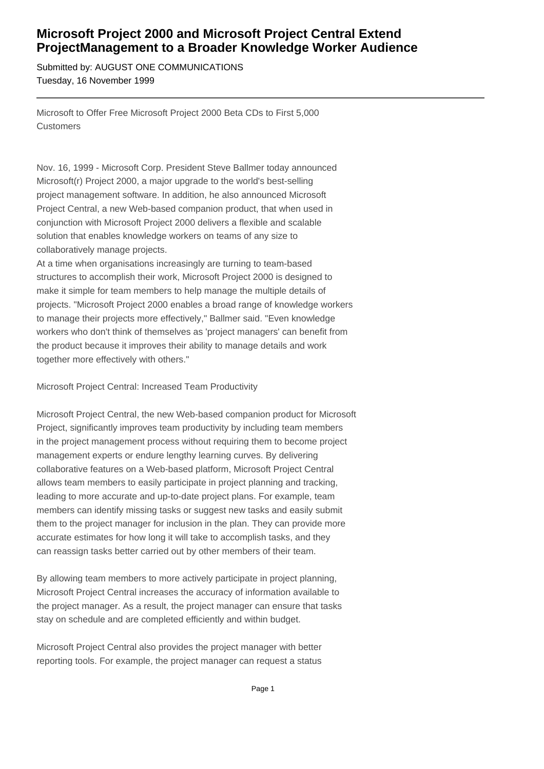# Microsoft Project 2000 and Microsoft Project Central Extend ProjectManagement to a Broader Knowledge Worker Audience

Submitted by: AUGUST ONE COMMUNICATIONS
Tuesday, 16 November 1999

---

Microsoft to Offer Free Microsoft Project 2000 Beta CDs to First 5,000 Customers

Nov. 16, 1999 - Microsoft Corp. President Steve Ballmer today announced Microsoft(r) Project 2000, a major upgrade to the world's best-selling project management software. In addition, he also announced Microsoft Project Central, a new Web-based companion product, that when used in conjunction with Microsoft Project 2000 delivers a flexible and scalable solution that enables knowledge workers on teams of any size to collaboratively manage projects.
At a time when organisations increasingly are turning to team-based structures to accomplish their work, Microsoft Project 2000 is designed to make it simple for team members to help manage the multiple details of projects. "Microsoft Project 2000 enables a broad range of knowledge workers to manage their projects more effectively," Ballmer said. "Even knowledge workers who don't think of themselves as 'project managers' can benefit from the product because it improves their ability to manage details and work together more effectively with others."

Microsoft Project Central: Increased Team Productivity

Microsoft Project Central, the new Web-based companion product for Microsoft Project, significantly improves team productivity by including team members in the project management process without requiring them to become project management experts or endure lengthy learning curves. By delivering collaborative features on a Web-based platform, Microsoft Project Central allows team members to easily participate in project planning and tracking, leading to more accurate and up-to-date project plans. For example, team members can identify missing tasks or suggest new tasks and easily submit them to the project manager for inclusion in the plan. They can provide more accurate estimates for how long it will take to accomplish tasks, and they can reassign tasks better carried out by other members of their team.

By allowing team members to more actively participate in project planning, Microsoft Project Central increases the accuracy of information available to the project manager. As a result, the project manager can ensure that tasks stay on schedule and are completed efficiently and within budget.

Microsoft Project Central also provides the project manager with better reporting tools. For example, the project manager can request a status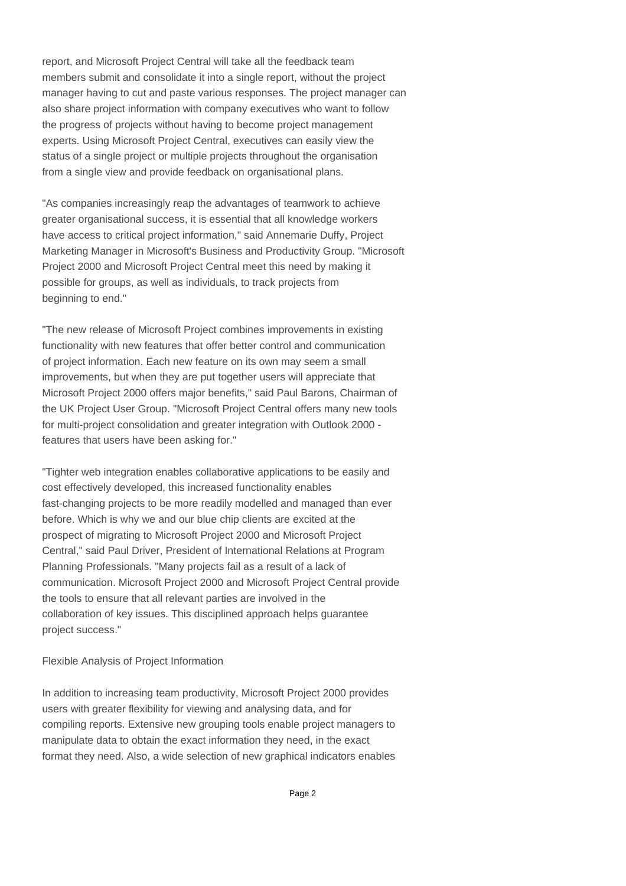report, and Microsoft Project Central will take all the feedback team members submit and consolidate it into a single report, without the project manager having to cut and paste various responses. The project manager can also share project information with company executives who want to follow the progress of projects without having to become project management experts. Using Microsoft Project Central, executives can easily view the status of a single project or multiple projects throughout the organisation from a single view and provide feedback on organisational plans.

"As companies increasingly reap the advantages of teamwork to achieve greater organisational success, it is essential that all knowledge workers have access to critical project information," said Annemarie Duffy, Project Marketing Manager in Microsoft's Business and Productivity Group. "Microsoft Project 2000 and Microsoft Project Central meet this need by making it possible for groups, as well as individuals, to track projects from beginning to end."

"The new release of Microsoft Project combines improvements in existing functionality with new features that offer better control and communication of project information. Each new feature on its own may seem a small improvements, but when they are put together users will appreciate that Microsoft Project 2000 offers major benefits," said Paul Barons, Chairman of the UK Project User Group. "Microsoft Project Central offers many new tools for multi-project consolidation and greater integration with Outlook 2000 - features that users have been asking for."

"Tighter web integration enables collaborative applications to be easily and cost effectively developed, this increased functionality enables fast-changing projects to be more readily modelled and managed than ever before. Which is why we and our blue chip clients are excited at the prospect of migrating to Microsoft Project 2000 and Microsoft Project Central," said Paul Driver, President of International Relations at Program Planning Professionals. "Many projects fail as a result of a lack of communication. Microsoft Project 2000 and Microsoft Project Central provide the tools to ensure that all relevant parties are involved in the collaboration of key issues. This disciplined approach helps guarantee project success."

## Flexible Analysis of Project Information

In addition to increasing team productivity, Microsoft Project 2000 provides users with greater flexibility for viewing and analysing data, and for compiling reports. Extensive new grouping tools enable project managers to manipulate data to obtain the exact information they need, in the exact format they need. Also, a wide selection of new graphical indicators enables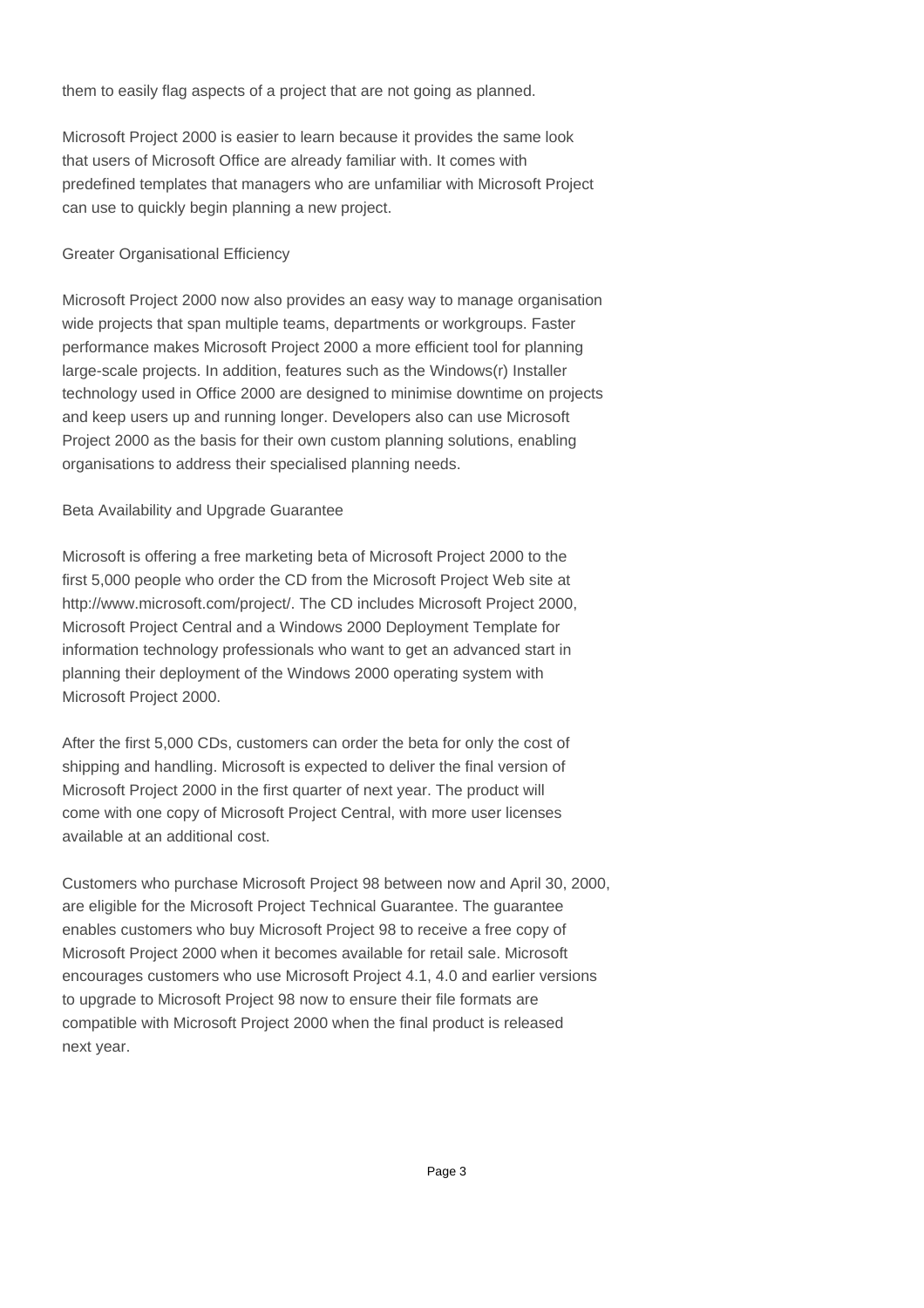them to easily flag aspects of a project that are not going as planned.

Microsoft Project 2000 is easier to learn because it provides the same look that users of Microsoft Office are already familiar with. It comes with predefined templates that managers who are unfamiliar with Microsoft Project can use to quickly begin planning a new project.

## Greater Organisational Efficiency

Microsoft Project 2000 now also provides an easy way to manage organisation wide projects that span multiple teams, departments or workgroups. Faster performance makes Microsoft Project 2000 a more efficient tool for planning large-scale projects. In addition, features such as the Windows(r) Installer technology used in Office 2000 are designed to minimise downtime on projects and keep users up and running longer. Developers also can use Microsoft Project 2000 as the basis for their own custom planning solutions, enabling organisations to address their specialised planning needs.

## Beta Availability and Upgrade Guarantee

Microsoft is offering a free marketing beta of Microsoft Project 2000 to the first 5,000 people who order the CD from the Microsoft Project Web site at http://www.microsoft.com/project/. The CD includes Microsoft Project 2000, Microsoft Project Central and a Windows 2000 Deployment Template for information technology professionals who want to get an advanced start in planning their deployment of the Windows 2000 operating system with Microsoft Project 2000.

After the first 5,000 CDs, customers can order the beta for only the cost of shipping and handling. Microsoft is expected to deliver the final version of Microsoft Project 2000 in the first quarter of next year. The product will come with one copy of Microsoft Project Central, with more user licenses available at an additional cost.

Customers who purchase Microsoft Project 98 between now and April 30, 2000, are eligible for the Microsoft Project Technical Guarantee. The guarantee enables customers who buy Microsoft Project 98 to receive a free copy of Microsoft Project 2000 when it becomes available for retail sale. Microsoft encourages customers who use Microsoft Project 4.1, 4.0 and earlier versions to upgrade to Microsoft Project 98 now to ensure their file formats are compatible with Microsoft Project 2000 when the final product is released next year.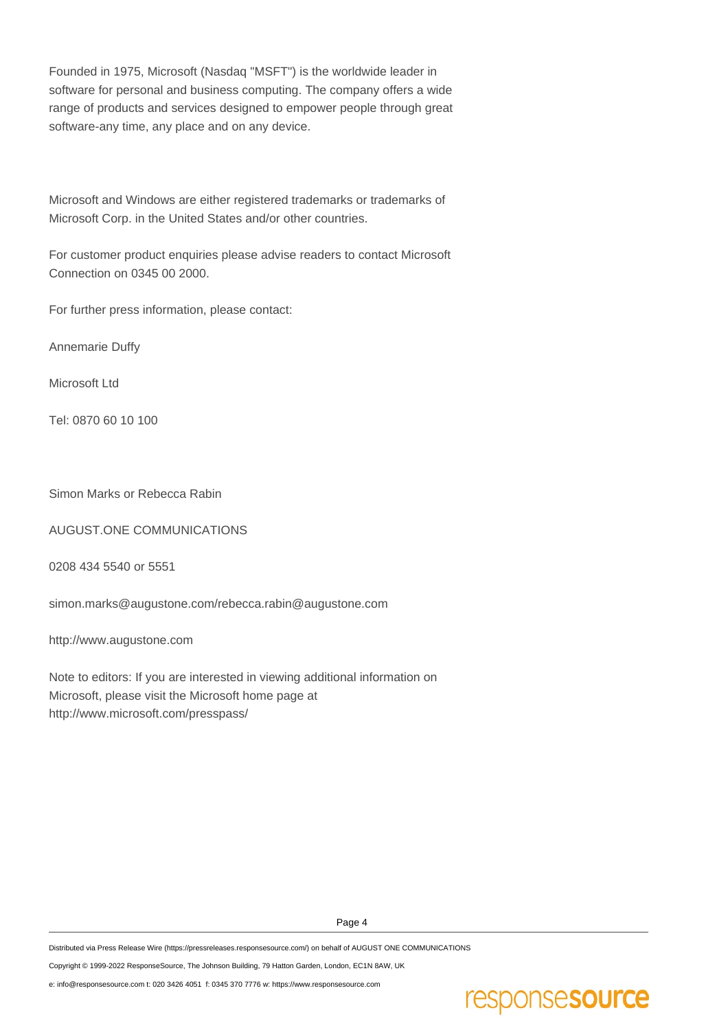Founded in 1975, Microsoft (Nasdaq "MSFT") is the worldwide leader in software for personal and business computing. The company offers a wide range of products and services designed to empower people through great software-any time, any place and on any device.

Microsoft and Windows are either registered trademarks or trademarks of Microsoft Corp. in the United States and/or other countries.

For customer product enquiries please advise readers to contact Microsoft Connection on 0345 00 2000.

For further press information, please contact:

Annemarie Duffy

Microsoft Ltd

Tel: 0870 60 10 100

Simon Marks or Rebecca Rabin

AUGUST.ONE COMMUNICATIONS

0208 434 5540 or 5551

simon.marks@augustone.com/rebecca.rabin@augustone.com

http://www.augustone.com

Note to editors: If you are interested in viewing additional information on Microsoft, please visit the Microsoft home page at http://www.microsoft.com/presspass/